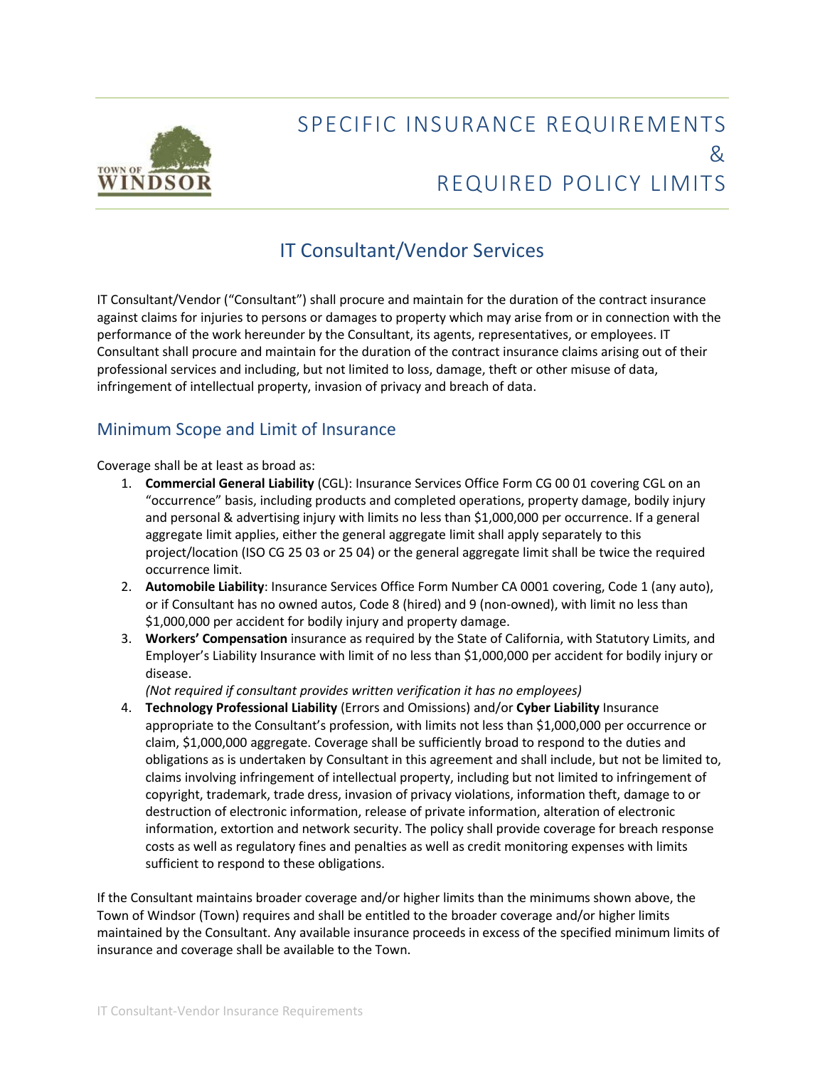# SPECIFIC INSURANCE REQUIREMENTS & REQUIRED POLICY LIMITS

## IT Consultant/Vendor Services

IT Consultant/Vendor ("Consultant") shall procure and maintain for the duration of the contract insurance against claims for injuries to persons or damages to property which may arise from or in connection with the performance of the work hereunder by the Consultant, its agents, representatives, or employees. IT Consultant shall procure and maintain for the duration of the contract insurance claims arising out of their professional services and including, but not limited to loss, damage, theft or other misuse of data, infringement of intellectual property, invasion of privacy and breach of data.

## Minimum Scope and Limit of Insurance

Coverage shall be at least as broad as:

1. **Commercial General Liability** (CGL): Insurance Services Office Form CG 00 01 covering CGL on an "occurrence" basis, including products and completed operations, property damage, bodily injury and personal & advertising injury with limits no less than $1,000,000 per occurrence. If a general aggregate limit applies, either the general aggregate limit shall apply separately to this project/location (ISO CG 25 03 or 25 04) or the general aggregate limit shall be twice the required occurrence limit.
2. **Automobile Liability**: Insurance Services Office Form Number CA 0001 covering, Code 1 (any auto), or if Consultant has no owned autos, Code 8 (hired) and 9 (non-owned), with limit no less than $1,000,000 per accident for bodily injury and property damage.
3. **Workers' Compensation** insurance as required by the State of California, with Statutory Limits, and Employer's Liability Insurance with limit of no less than $1,000,000 per accident for bodily injury or disease.
   *(Not required if consultant provides written verification it has no employees)*
4. **Technology Professional Liability** (Errors and Omissions) and/or **Cyber Liability** Insurance appropriate to the Consultant's profession, with limits not less than $1,000,000 per occurrence or claim, $1,000,000 aggregate. Coverage shall be sufficiently broad to respond to the duties and obligations as is undertaken by Consultant in this agreement and shall include, but not be limited to, claims involving infringement of intellectual property, including but not limited to infringement of copyright, trademark, trade dress, invasion of privacy violations, information theft, damage to or destruction of electronic information, release of private information, alteration of electronic information, extortion and network security. The policy shall provide coverage for breach response costs as well as regulatory fines and penalties as well as credit monitoring expenses with limits sufficient to respond to these obligations.

If the Consultant maintains broader coverage and/or higher limits than the minimums shown above, the Town of Windsor (Town) requires and shall be entitled to the broader coverage and/or higher limits maintained by the Consultant. Any available insurance proceeds in excess of the specified minimum limits of insurance and coverage shall be available to the Town.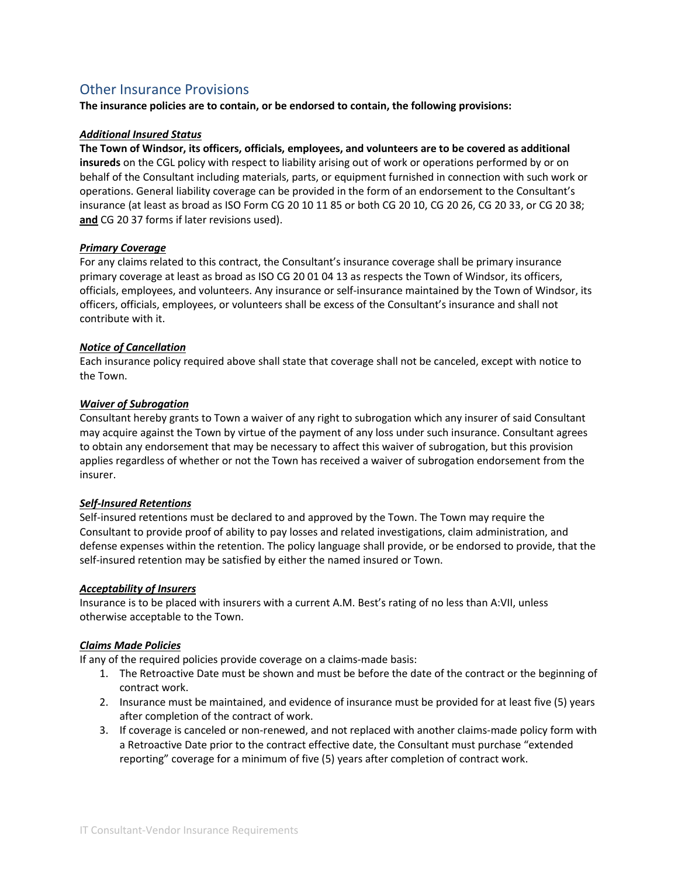## Other Insurance Provisions

**The insurance policies are to contain, or be endorsed to contain, the following provisions:**

***Additional Insured Status***

**The Town of Windsor, its officers, officials, employees, and volunteers are to be covered as additional insureds** on the CGL policy with respect to liability arising out of work or operations performed by or on behalf of the Consultant including materials, parts, or equipment furnished in connection with such work or operations. General liability coverage can be provided in the form of an endorsement to the Consultant's insurance (at least as broad as ISO Form CG 20 10 11 85 or both CG 20 10, CG 20 26, CG 20 33, or CG 20 38; **and** CG 20 37 forms if later revisions used).

***Primary Coverage***

For any claims related to this contract, the Consultant's insurance coverage shall be primary insurance primary coverage at least as broad as ISO CG 20 01 04 13 as respects the Town of Windsor, its officers, officials, employees, and volunteers. Any insurance or self-insurance maintained by the Town of Windsor, its officers, officials, employees, or volunteers shall be excess of the Consultant's insurance and shall not contribute with it.

***Notice of Cancellation***

Each insurance policy required above shall state that coverage shall not be canceled, except with notice to the Town.

***Waiver of Subrogation***

Consultant hereby grants to Town a waiver of any right to subrogation which any insurer of said Consultant may acquire against the Town by virtue of the payment of any loss under such insurance. Consultant agrees to obtain any endorsement that may be necessary to affect this waiver of subrogation, but this provision applies regardless of whether or not the Town has received a waiver of subrogation endorsement from the insurer.

***Self-Insured Retentions***

Self-insured retentions must be declared to and approved by the Town. The Town may require the Consultant to provide proof of ability to pay losses and related investigations, claim administration, and defense expenses within the retention. The policy language shall provide, or be endorsed to provide, that the self-insured retention may be satisfied by either the named insured or Town.

***Acceptability of Insurers***

Insurance is to be placed with insurers with a current A.M. Best's rating of no less than A:VII, unless otherwise acceptable to the Town.

***Claims Made Policies***

If any of the required policies provide coverage on a claims-made basis:

1. The Retroactive Date must be shown and must be before the date of the contract or the beginning of contract work.
2. Insurance must be maintained, and evidence of insurance must be provided for at least five (5) years after completion of the contract of work.
3. If coverage is canceled or non-renewed, and not replaced with another claims-made policy form with a Retroactive Date prior to the contract effective date, the Consultant must purchase "extended reporting" coverage for a minimum of five (5) years after completion of contract work.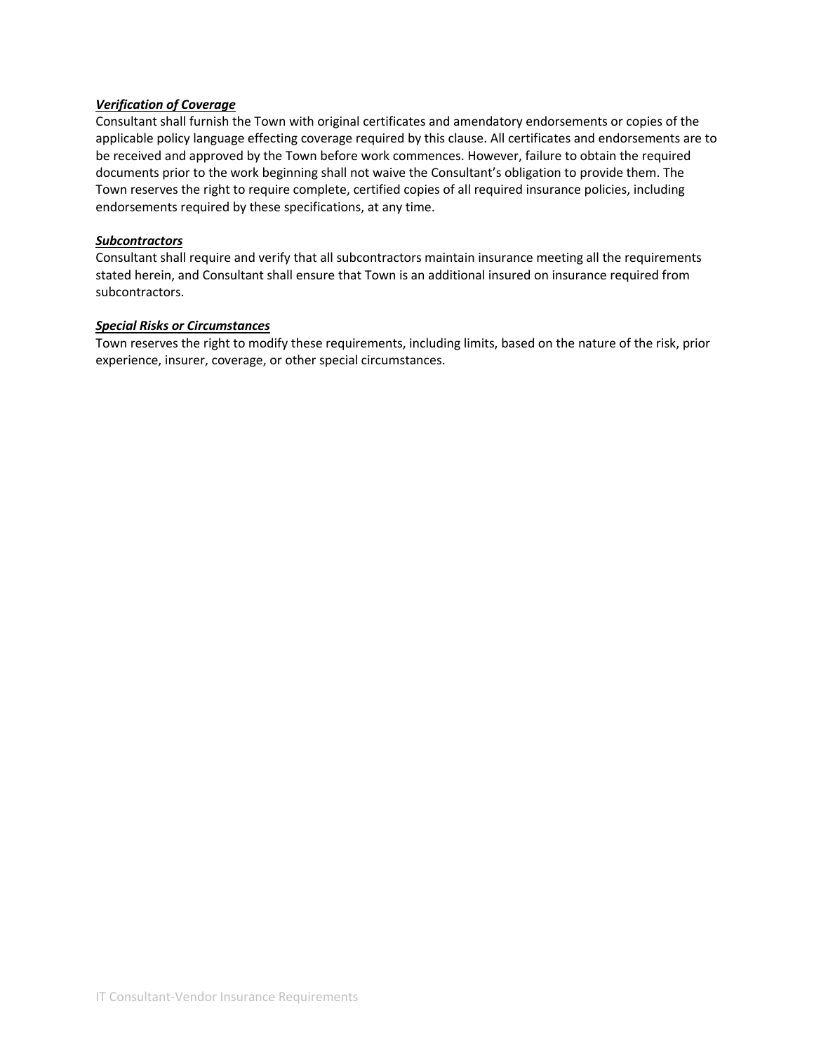***Verification of Coverage***

Consultant shall furnish the Town with original certificates and amendatory endorsements or copies of the applicable policy language effecting coverage required by this clause. All certificates and endorsements are to be received and approved by the Town before work commences. However, failure to obtain the required documents prior to the work beginning shall not waive the Consultant's obligation to provide them. The Town reserves the right to require complete, certified copies of all required insurance policies, including endorsements required by these specifications, at any time.

***Subcontractors***

Consultant shall require and verify that all subcontractors maintain insurance meeting all the requirements stated herein, and Consultant shall ensure that Town is an additional insured on insurance required from subcontractors.

***Special Risks or Circumstances***

Town reserves the right to modify these requirements, including limits, based on the nature of the risk, prior experience, insurer, coverage, or other special circumstances.